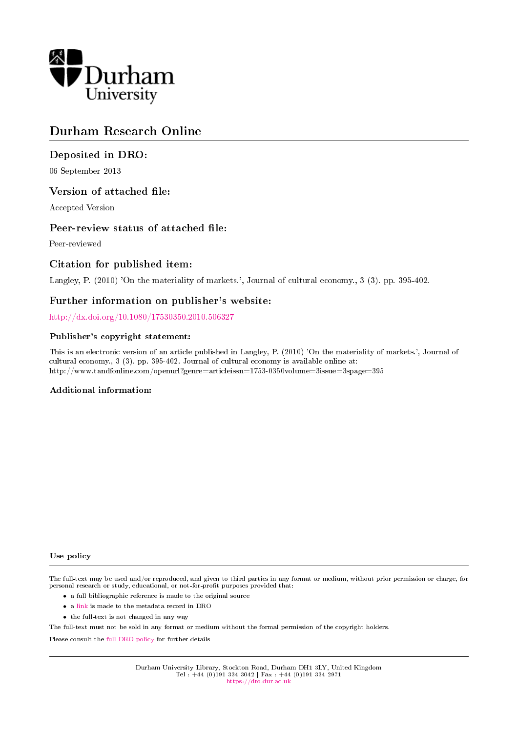Durham University

# Durham Research Online

## Deposited in DRO:

06 September 2013

## Version of attached file:

Accepted Version

## Peer-review status of attached file:

Peer-reviewed

## Citation for published item:

Langley, P. (2010) 'On the materiality of markets.', Journal of cultural economy., 3 (3). pp. 395-402.

## Further information on publisher's website:

http://dx.doi.org/10.1080/17530350.2010.506327

### Publisher's copyright statement:

This is an electronic version of an article published in Langley, P. (2010) 'On the materiality of markets.', Journal of cultural economy., 3 (3). pp. 395-402. Journal of cultural economy is available online at: http://www.tandfonline.com/openurl?genre=articleissn=1753-0350volume=3issue=3spage=395

### Additional information:

### Use policy

The full-text may be used and/or reproduced, and given to third parties in any format or medium, without prior permission or charge, for personal research or study, educational, or not-for-profit purposes provided that:

- a full bibliographic reference is made to the original source
- a link is made to the metadata record in DRO
- the full-text is not changed in any way

The full-text must not be sold in any format or medium without the formal permission of the copyright holders.

Please consult the full DRO policy for further details.

Durham University Library, Stockton Road, Durham DH1 3LY, United Kingdom
Tel : +44 (0)191 334 3042 | Fax : +44 (0)191 334 2971
https://dro.dur.ac.uk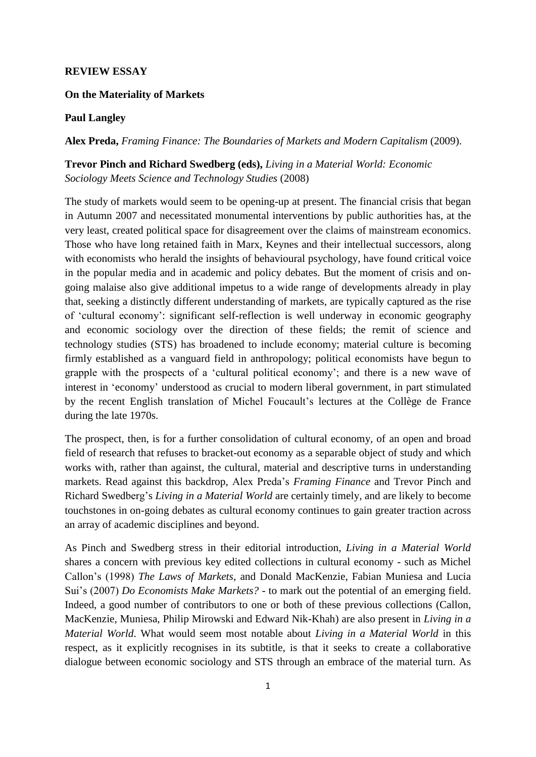**REVIEW ESSAY**

**On the Materiality of Markets**

**Paul Langley**

**Alex Preda,** *Framing Finance: The Boundaries of Markets and Modern Capitalism* (2009).

**Trevor Pinch and Richard Swedberg (eds),** *Living in a Material World: Economic Sociology Meets Science and Technology Studies* (2008)

The study of markets would seem to be opening-up at present. The financial crisis that began in Autumn 2007 and necessitated monumental interventions by public authorities has, at the very least, created political space for disagreement over the claims of mainstream economics. Those who have long retained faith in Marx, Keynes and their intellectual successors, along with economists who herald the insights of behavioural psychology, have found critical voice in the popular media and in academic and policy debates. But the moment of crisis and on-going malaise also give additional impetus to a wide range of developments already in play that, seeking a distinctly different understanding of markets, are typically captured as the rise of 'cultural economy': significant self-reflection is well underway in economic geography and economic sociology over the direction of these fields; the remit of science and technology studies (STS) has broadened to include economy; material culture is becoming firmly established as a vanguard field in anthropology; political economists have begun to grapple with the prospects of a 'cultural political economy'; and there is a new wave of interest in 'economy' understood as crucial to modern liberal government, in part stimulated by the recent English translation of Michel Foucault's lectures at the Collège de France during the late 1970s.

The prospect, then, is for a further consolidation of cultural economy, of an open and broad field of research that refuses to bracket-out economy as a separable object of study and which works with, rather than against, the cultural, material and descriptive turns in understanding markets. Read against this backdrop, Alex Preda's *Framing Finance* and Trevor Pinch and Richard Swedberg's *Living in a Material World* are certainly timely, and are likely to become touchstones in on-going debates as cultural economy continues to gain greater traction across an array of academic disciplines and beyond.

As Pinch and Swedberg stress in their editorial introduction, *Living in a Material World* shares a concern with previous key edited collections in cultural economy - such as Michel Callon's (1998) *The Laws of Markets*, and Donald MacKenzie, Fabian Muniesa and Lucia Sui's (2007) *Do Economists Make Markets?* - to mark out the potential of an emerging field. Indeed, a good number of contributors to one or both of these previous collections (Callon, MacKenzie, Muniesa, Philip Mirowski and Edward Nik-Khah) are also present in *Living in a Material World*. What would seem most notable about *Living in a Material World* in this respect, as it explicitly recognises in its subtitle, is that it seeks to create a collaborative dialogue between economic sociology and STS through an embrace of the material turn. As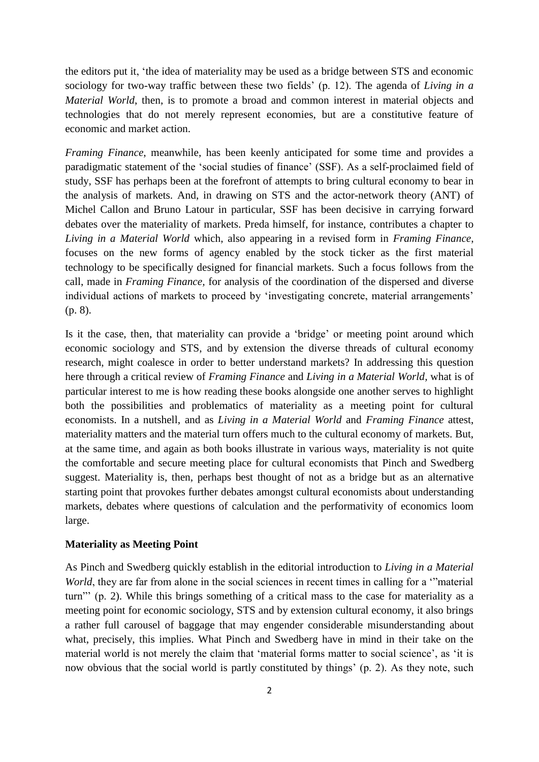the editors put it, 'the idea of materiality may be used as a bridge between STS and economic sociology for two-way traffic between these two fields' (p. 12). The agenda of *Living in a Material World*, then, is to promote a broad and common interest in material objects and technologies that do not merely represent economies, but are a constitutive feature of economic and market action.

*Framing Finance*, meanwhile, has been keenly anticipated for some time and provides a paradigmatic statement of the 'social studies of finance' (SSF). As a self-proclaimed field of study, SSF has perhaps been at the forefront of attempts to bring cultural economy to bear in the analysis of markets. And, in drawing on STS and the actor-network theory (ANT) of Michel Callon and Bruno Latour in particular, SSF has been decisive in carrying forward debates over the materiality of markets. Preda himself, for instance, contributes a chapter to *Living in a Material World* which, also appearing in a revised form in *Framing Finance*, focuses on the new forms of agency enabled by the stock ticker as the first material technology to be specifically designed for financial markets. Such a focus follows from the call, made in *Framing Finance*, for analysis of the coordination of the dispersed and diverse individual actions of markets to proceed by 'investigating concrete, material arrangements' (p. 8).

Is it the case, then, that materiality can provide a 'bridge' or meeting point around which economic sociology and STS, and by extension the diverse threads of cultural economy research, might coalesce in order to better understand markets? In addressing this question here through a critical review of *Framing Finance* and *Living in a Material World*, what is of particular interest to me is how reading these books alongside one another serves to highlight both the possibilities and problematics of materiality as a meeting point for cultural economists. In a nutshell, and as *Living in a Material World* and *Framing Finance* attest, materiality matters and the material turn offers much to the cultural economy of markets. But, at the same time, and again as both books illustrate in various ways, materiality is not quite the comfortable and secure meeting place for cultural economists that Pinch and Swedberg suggest. Materiality is, then, perhaps best thought of not as a bridge but as an alternative starting point that provokes further debates amongst cultural economists about understanding markets, debates where questions of calculation and the performativity of economics loom large.

**Materiality as Meeting Point**

As Pinch and Swedberg quickly establish in the editorial introduction to *Living in a Material World*, they are far from alone in the social sciences in recent times in calling for a '"material turn"' (p. 2). While this brings something of a critical mass to the case for materiality as a meeting point for economic sociology, STS and by extension cultural economy, it also brings a rather full carousel of baggage that may engender considerable misunderstanding about what, precisely, this implies. What Pinch and Swedberg have in mind in their take on the material world is not merely the claim that 'material forms matter to social science', as 'it is now obvious that the social world is partly constituted by things' (p. 2). As they note, such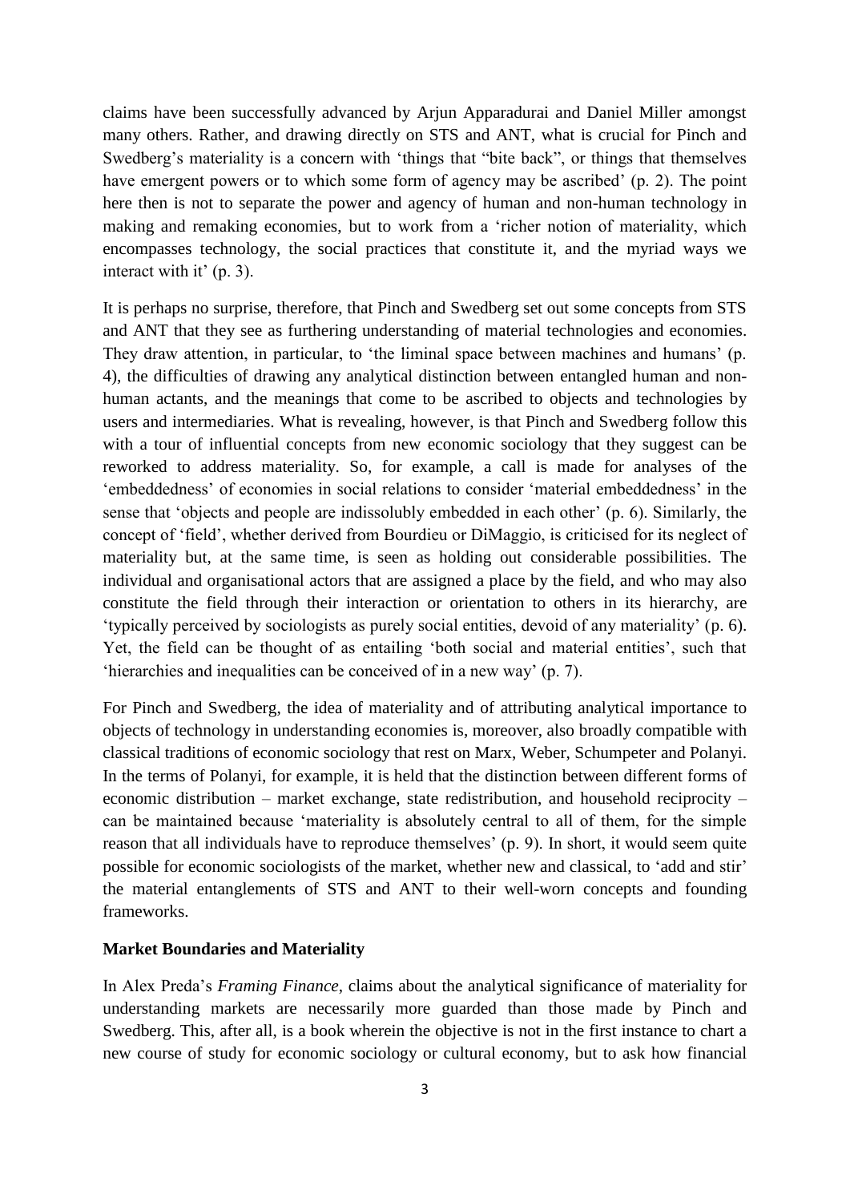claims have been successfully advanced by Arjun Apparadurai and Daniel Miller amongst many others. Rather, and drawing directly on STS and ANT, what is crucial for Pinch and Swedberg's materiality is a concern with 'things that "bite back", or things that themselves have emergent powers or to which some form of agency may be ascribed' (p. 2). The point here then is not to separate the power and agency of human and non-human technology in making and remaking economies, but to work from a 'richer notion of materiality, which encompasses technology, the social practices that constitute it, and the myriad ways we interact with it' (p. 3).

It is perhaps no surprise, therefore, that Pinch and Swedberg set out some concepts from STS and ANT that they see as furthering understanding of material technologies and economies. They draw attention, in particular, to 'the liminal space between machines and humans' (p. 4), the difficulties of drawing any analytical distinction between entangled human and non-human actants, and the meanings that come to be ascribed to objects and technologies by users and intermediaries. What is revealing, however, is that Pinch and Swedberg follow this with a tour of influential concepts from new economic sociology that they suggest can be reworked to address materiality. So, for example, a call is made for analyses of the 'embeddedness' of economies in social relations to consider 'material embeddedness' in the sense that 'objects and people are indissolubly embedded in each other' (p. 6). Similarly, the concept of 'field', whether derived from Bourdieu or DiMaggio, is criticised for its neglect of materiality but, at the same time, is seen as holding out considerable possibilities. The individual and organisational actors that are assigned a place by the field, and who may also constitute the field through their interaction or orientation to others in its hierarchy, are 'typically perceived by sociologists as purely social entities, devoid of any materiality' (p. 6). Yet, the field can be thought of as entailing 'both social and material entities', such that 'hierarchies and inequalities can be conceived of in a new way' (p. 7).

For Pinch and Swedberg, the idea of materiality and of attributing analytical importance to objects of technology in understanding economies is, moreover, also broadly compatible with classical traditions of economic sociology that rest on Marx, Weber, Schumpeter and Polanyi. In the terms of Polanyi, for example, it is held that the distinction between different forms of economic distribution – market exchange, state redistribution, and household reciprocity – can be maintained because 'materiality is absolutely central to all of them, for the simple reason that all individuals have to reproduce themselves' (p. 9). In short, it would seem quite possible for economic sociologists of the market, whether new and classical, to 'add and stir' the material entanglements of STS and ANT to their well-worn concepts and founding frameworks.

**Market Boundaries and Materiality**

In Alex Preda's *Framing Finance*, claims about the analytical significance of materiality for understanding markets are necessarily more guarded than those made by Pinch and Swedberg. This, after all, is a book wherein the objective is not in the first instance to chart a new course of study for economic sociology or cultural economy, but to ask how financial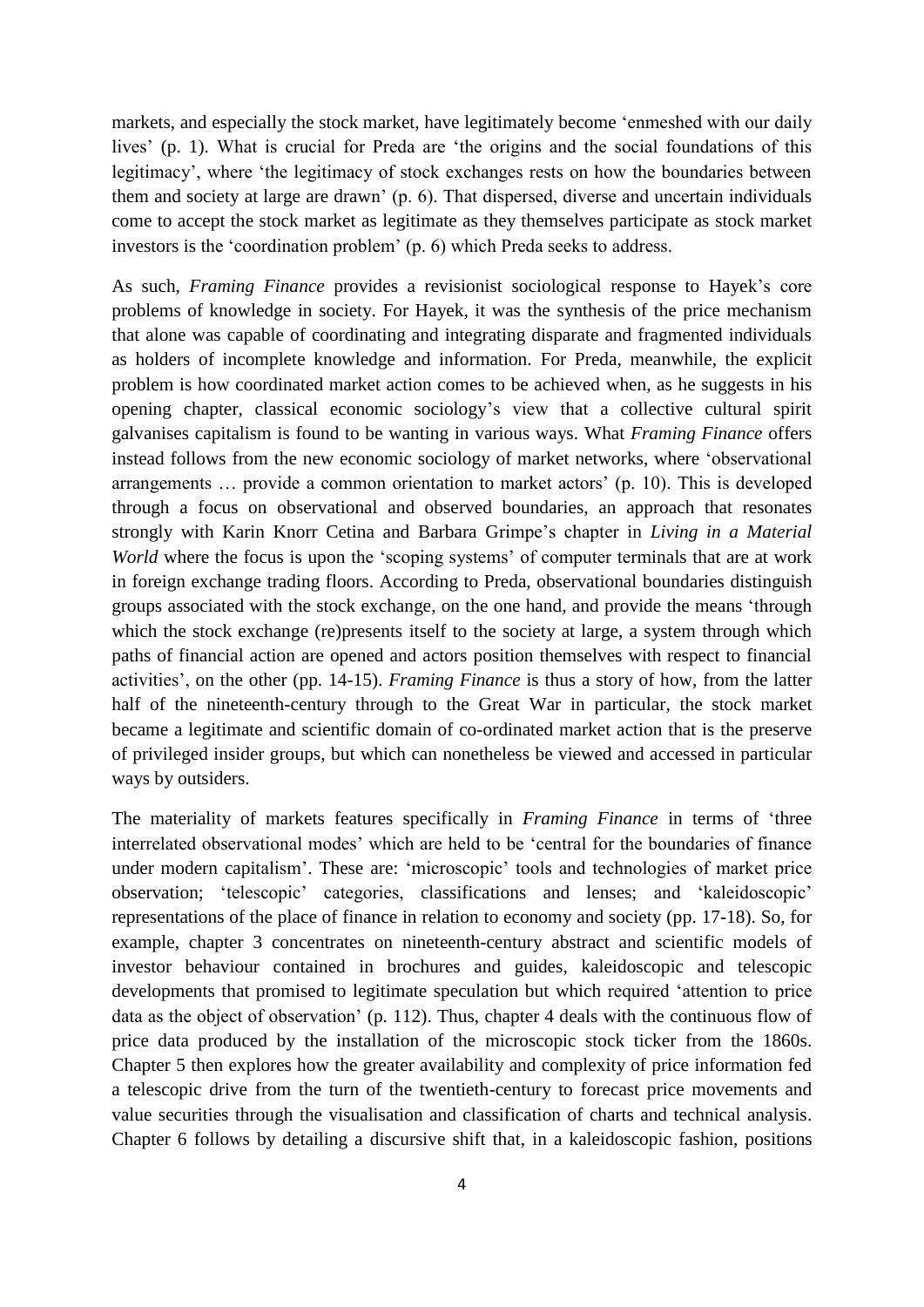markets, and especially the stock market, have legitimately become 'enmeshed with our daily lives' (p. 1). What is crucial for Preda are 'the origins and the social foundations of this legitimacy', where 'the legitimacy of stock exchanges rests on how the boundaries between them and society at large are drawn' (p. 6). That dispersed, diverse and uncertain individuals come to accept the stock market as legitimate as they themselves participate as stock market investors is the 'coordination problem' (p. 6) which Preda seeks to address.

As such, *Framing Finance* provides a revisionist sociological response to Hayek's core problems of knowledge in society. For Hayek, it was the synthesis of the price mechanism that alone was capable of coordinating and integrating disparate and fragmented individuals as holders of incomplete knowledge and information. For Preda, meanwhile, the explicit problem is how coordinated market action comes to be achieved when, as he suggests in his opening chapter, classical economic sociology's view that a collective cultural spirit galvanises capitalism is found to be wanting in various ways. What *Framing Finance* offers instead follows from the new economic sociology of market networks, where 'observational arrangements … provide a common orientation to market actors' (p. 10). This is developed through a focus on observational and observed boundaries, an approach that resonates strongly with Karin Knorr Cetina and Barbara Grimpe's chapter in *Living in a Material World* where the focus is upon the 'scoping systems' of computer terminals that are at work in foreign exchange trading floors. According to Preda, observational boundaries distinguish groups associated with the stock exchange, on the one hand, and provide the means 'through which the stock exchange (re)presents itself to the society at large, a system through which paths of financial action are opened and actors position themselves with respect to financial activities', on the other (pp. 14-15). *Framing Finance* is thus a story of how, from the latter half of the nineteenth-century through to the Great War in particular, the stock market became a legitimate and scientific domain of co-ordinated market action that is the preserve of privileged insider groups, but which can nonetheless be viewed and accessed in particular ways by outsiders.

The materiality of markets features specifically in *Framing Finance* in terms of 'three interrelated observational modes' which are held to be 'central for the boundaries of finance under modern capitalism'. These are: 'microscopic' tools and technologies of market price observation; 'telescopic' categories, classifications and lenses; and 'kaleidoscopic' representations of the place of finance in relation to economy and society (pp. 17-18). So, for example, chapter 3 concentrates on nineteenth-century abstract and scientific models of investor behaviour contained in brochures and guides, kaleidoscopic and telescopic developments that promised to legitimate speculation but which required 'attention to price data as the object of observation' (p. 112). Thus, chapter 4 deals with the continuous flow of price data produced by the installation of the microscopic stock ticker from the 1860s. Chapter 5 then explores how the greater availability and complexity of price information fed a telescopic drive from the turn of the twentieth-century to forecast price movements and value securities through the visualisation and classification of charts and technical analysis. Chapter 6 follows by detailing a discursive shift that, in a kaleidoscopic fashion, positions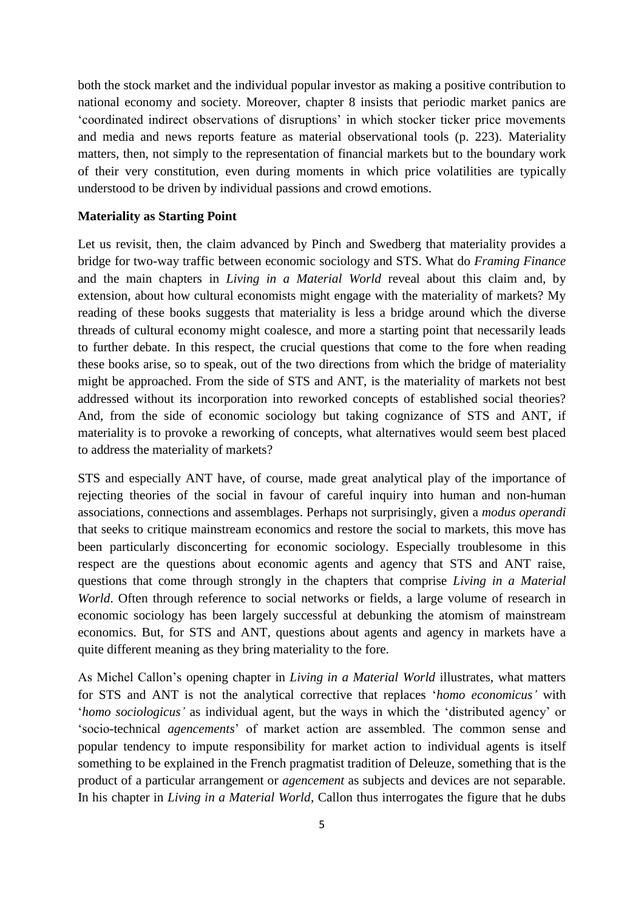both the stock market and the individual popular investor as making a positive contribution to national economy and society. Moreover, chapter 8 insists that periodic market panics are 'coordinated indirect observations of disruptions' in which stocker ticker price movements and media and news reports feature as material observational tools (p. 223). Materiality matters, then, not simply to the representation of financial markets but to the boundary work of their very constitution, even during moments in which price volatilities are typically understood to be driven by individual passions and crowd emotions.

**Materiality as Starting Point**

Let us revisit, then, the claim advanced by Pinch and Swedberg that materiality provides a bridge for two-way traffic between economic sociology and STS. What do *Framing Finance* and the main chapters in *Living in a Material World* reveal about this claim and, by extension, about how cultural economists might engage with the materiality of markets? My reading of these books suggests that materiality is less a bridge around which the diverse threads of cultural economy might coalesce, and more a starting point that necessarily leads to further debate. In this respect, the crucial questions that come to the fore when reading these books arise, so to speak, out of the two directions from which the bridge of materiality might be approached. From the side of STS and ANT, is the materiality of markets not best addressed without its incorporation into reworked concepts of established social theories? And, from the side of economic sociology but taking cognizance of STS and ANT, if materiality is to provoke a reworking of concepts, what alternatives would seem best placed to address the materiality of markets?

STS and especially ANT have, of course, made great analytical play of the importance of rejecting theories of the social in favour of careful inquiry into human and non-human associations, connections and assemblages. Perhaps not surprisingly, given a *modus operandi* that seeks to critique mainstream economics and restore the social to markets, this move has been particularly disconcerting for economic sociology. Especially troublesome in this respect are the questions about economic agents and agency that STS and ANT raise, questions that come through strongly in the chapters that comprise *Living in a Material World*. Often through reference to social networks or fields, a large volume of research in economic sociology has been largely successful at debunking the atomism of mainstream economics. But, for STS and ANT, questions about agents and agency in markets have a quite different meaning as they bring materiality to the fore.

As Michel Callon's opening chapter in *Living in a Material World* illustrates, what matters for STS and ANT is not the analytical corrective that replaces '*homo economicus'* with '*homo sociologicus'* as individual agent, but the ways in which the 'distributed agency' or 'socio-technical *agencements*' of market action are assembled. The common sense and popular tendency to impute responsibility for market action to individual agents is itself something to be explained in the French pragmatist tradition of Deleuze, something that is the product of a particular arrangement or *agencement* as subjects and devices are not separable. In his chapter in *Living in a Material World*, Callon thus interrogates the figure that he dubs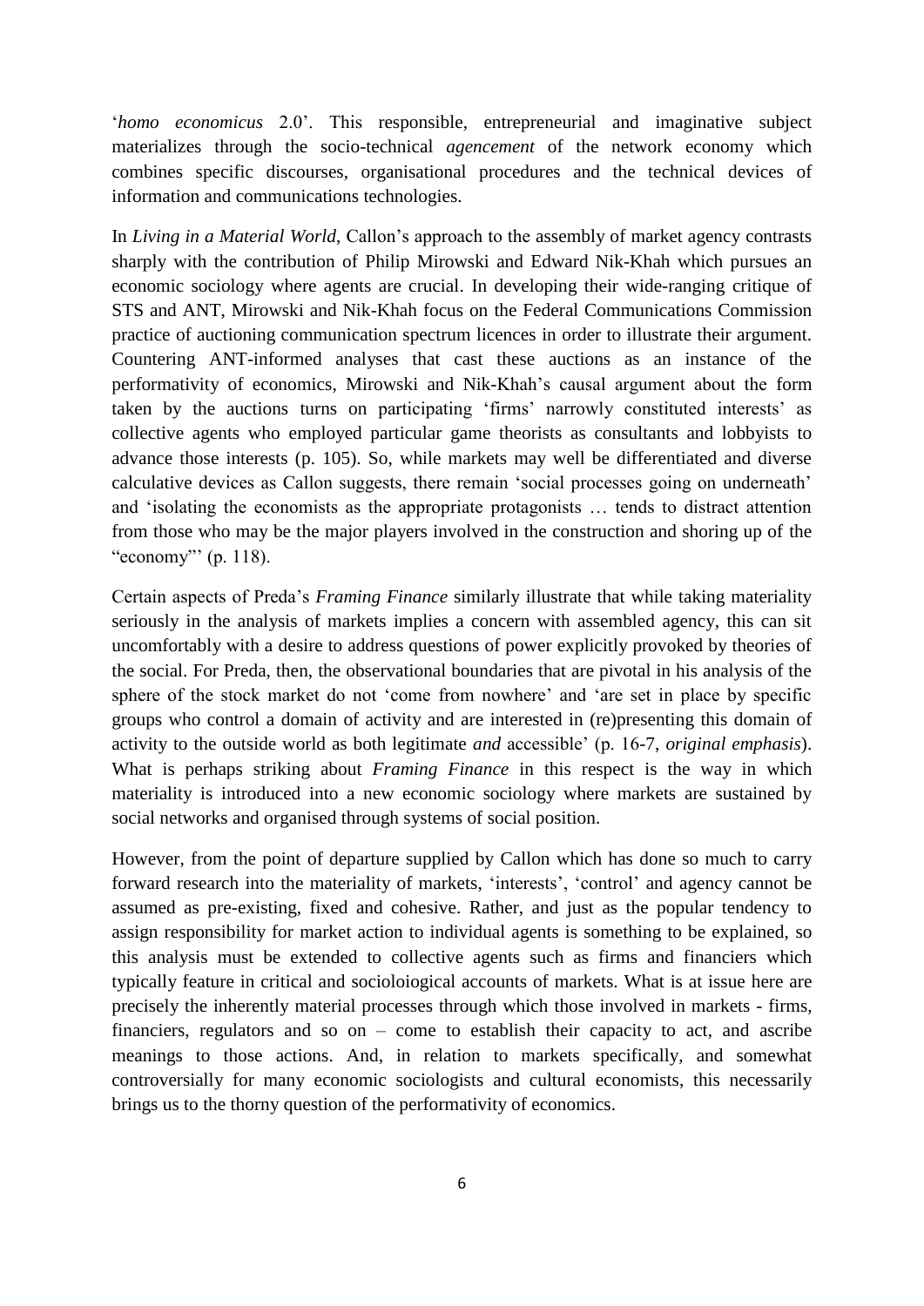'*homo economicus* 2.0'. This responsible, entrepreneurial and imaginative subject materializes through the socio-technical *agencement* of the network economy which combines specific discourses, organisational procedures and the technical devices of information and communications technologies.

In *Living in a Material World*, Callon's approach to the assembly of market agency contrasts sharply with the contribution of Philip Mirowski and Edward Nik-Khah which pursues an economic sociology where agents are crucial. In developing their wide-ranging critique of STS and ANT, Mirowski and Nik-Khah focus on the Federal Communications Commission practice of auctioning communication spectrum licences in order to illustrate their argument. Countering ANT-informed analyses that cast these auctions as an instance of the performativity of economics, Mirowski and Nik-Khah's causal argument about the form taken by the auctions turns on participating 'firms' narrowly constituted interests' as collective agents who employed particular game theorists as consultants and lobbyists to advance those interests (p. 105). So, while markets may well be differentiated and diverse calculative devices as Callon suggests, there remain 'social processes going on underneath' and 'isolating the economists as the appropriate protagonists … tends to distract attention from those who may be the major players involved in the construction and shoring up of the "economy"' (p. 118).

Certain aspects of Preda's *Framing Finance* similarly illustrate that while taking materiality seriously in the analysis of markets implies a concern with assembled agency, this can sit uncomfortably with a desire to address questions of power explicitly provoked by theories of the social. For Preda, then, the observational boundaries that are pivotal in his analysis of the sphere of the stock market do not 'come from nowhere' and 'are set in place by specific groups who control a domain of activity and are interested in (re)presenting this domain of activity to the outside world as both legitimate *and* accessible' (p. 16-7, *original emphasis*). What is perhaps striking about *Framing Finance* in this respect is the way in which materiality is introduced into a new economic sociology where markets are sustained by social networks and organised through systems of social position.

However, from the point of departure supplied by Callon which has done so much to carry forward research into the materiality of markets, 'interests', 'control' and agency cannot be assumed as pre-existing, fixed and cohesive. Rather, and just as the popular tendency to assign responsibility for market action to individual agents is something to be explained, so this analysis must be extended to collective agents such as firms and financiers which typically feature in critical and socioloiogical accounts of markets. What is at issue here are precisely the inherently material processes through which those involved in markets - firms, financiers, regulators and so on – come to establish their capacity to act, and ascribe meanings to those actions. And, in relation to markets specifically, and somewhat controversially for many economic sociologists and cultural economists, this necessarily brings us to the thorny question of the performativity of economics.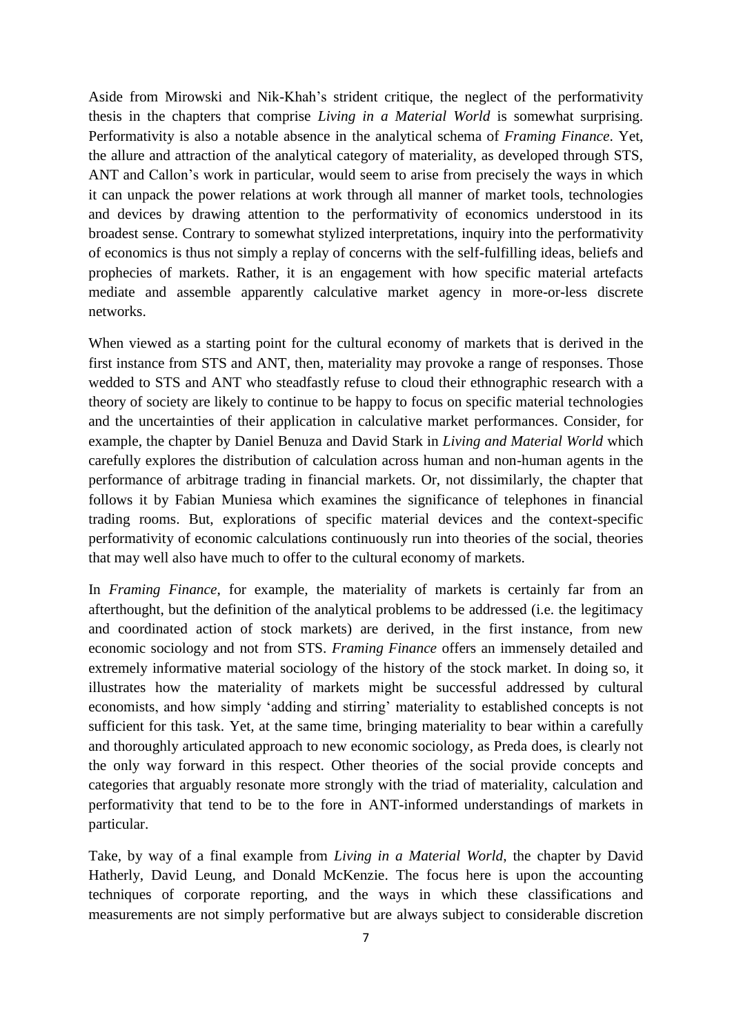Aside from Mirowski and Nik-Khah's strident critique, the neglect of the performativity thesis in the chapters that comprise *Living in a Material World* is somewhat surprising. Performativity is also a notable absence in the analytical schema of *Framing Finance*. Yet, the allure and attraction of the analytical category of materiality, as developed through STS, ANT and Callon's work in particular, would seem to arise from precisely the ways in which it can unpack the power relations at work through all manner of market tools, technologies and devices by drawing attention to the performativity of economics understood in its broadest sense. Contrary to somewhat stylized interpretations, inquiry into the performativity of economics is thus not simply a replay of concerns with the self-fulfilling ideas, beliefs and prophecies of markets. Rather, it is an engagement with how specific material artefacts mediate and assemble apparently calculative market agency in more-or-less discrete networks.

When viewed as a starting point for the cultural economy of markets that is derived in the first instance from STS and ANT, then, materiality may provoke a range of responses. Those wedded to STS and ANT who steadfastly refuse to cloud their ethnographic research with a theory of society are likely to continue to be happy to focus on specific material technologies and the uncertainties of their application in calculative market performances. Consider, for example, the chapter by Daniel Benuza and David Stark in *Living and Material World* which carefully explores the distribution of calculation across human and non-human agents in the performance of arbitrage trading in financial markets. Or, not dissimilarly, the chapter that follows it by Fabian Muniesa which examines the significance of telephones in financial trading rooms. But, explorations of specific material devices and the context-specific performativity of economic calculations continuously run into theories of the social, theories that may well also have much to offer to the cultural economy of markets.

In *Framing Finance*, for example, the materiality of markets is certainly far from an afterthought, but the definition of the analytical problems to be addressed (i.e. the legitimacy and coordinated action of stock markets) are derived, in the first instance, from new economic sociology and not from STS. *Framing Finance* offers an immensely detailed and extremely informative material sociology of the history of the stock market. In doing so, it illustrates how the materiality of markets might be successful addressed by cultural economists, and how simply 'adding and stirring' materiality to established concepts is not sufficient for this task. Yet, at the same time, bringing materiality to bear within a carefully and thoroughly articulated approach to new economic sociology, as Preda does, is clearly not the only way forward in this respect. Other theories of the social provide concepts and categories that arguably resonate more strongly with the triad of materiality, calculation and performativity that tend to be to the fore in ANT-informed understandings of markets in particular.

Take, by way of a final example from *Living in a Material World*, the chapter by David Hatherly, David Leung, and Donald McKenzie. The focus here is upon the accounting techniques of corporate reporting, and the ways in which these classifications and measurements are not simply performative but are always subject to considerable discretion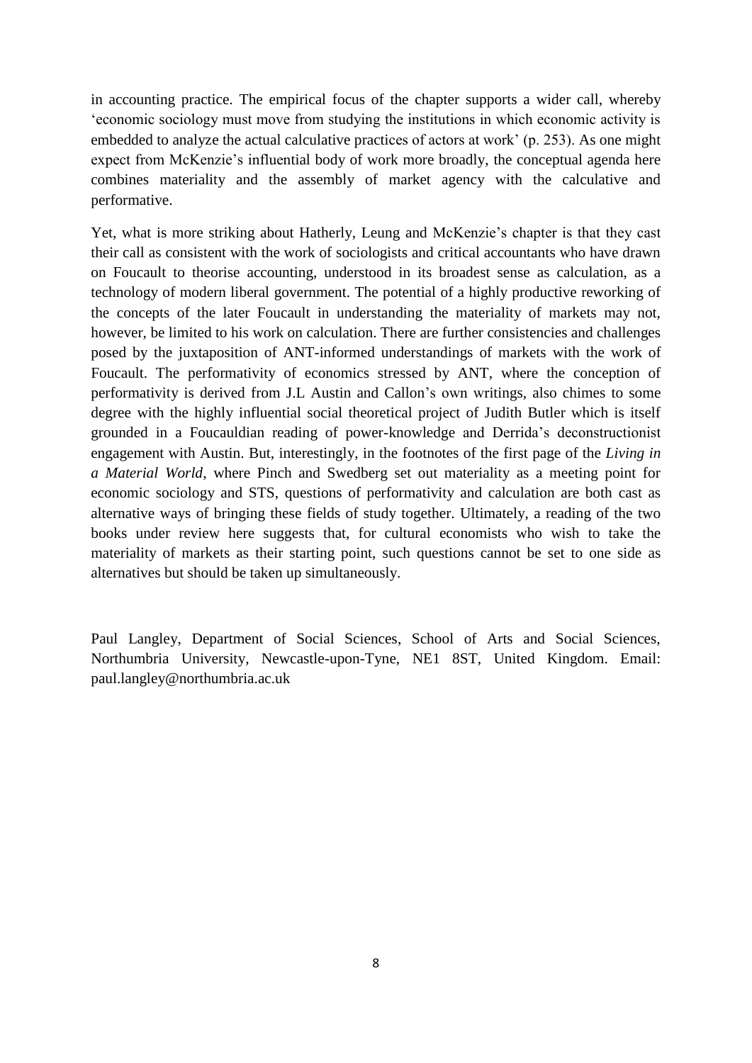in accounting practice. The empirical focus of the chapter supports a wider call, whereby 'economic sociology must move from studying the institutions in which economic activity is embedded to analyze the actual calculative practices of actors at work' (p. 253). As one might expect from McKenzie's influential body of work more broadly, the conceptual agenda here combines materiality and the assembly of market agency with the calculative and performative.

Yet, what is more striking about Hatherly, Leung and McKenzie's chapter is that they cast their call as consistent with the work of sociologists and critical accountants who have drawn on Foucault to theorise accounting, understood in its broadest sense as calculation, as a technology of modern liberal government. The potential of a highly productive reworking of the concepts of the later Foucault in understanding the materiality of markets may not, however, be limited to his work on calculation. There are further consistencies and challenges posed by the juxtaposition of ANT-informed understandings of markets with the work of Foucault. The performativity of economics stressed by ANT, where the conception of performativity is derived from J.L Austin and Callon's own writings, also chimes to some degree with the highly influential social theoretical project of Judith Butler which is itself grounded in a Foucauldian reading of power-knowledge and Derrida's deconstructionist engagement with Austin. But, interestingly, in the footnotes of the first page of the *Living in a Material World*, where Pinch and Swedberg set out materiality as a meeting point for economic sociology and STS, questions of performativity and calculation are both cast as alternative ways of bringing these fields of study together. Ultimately, a reading of the two books under review here suggests that, for cultural economists who wish to take the materiality of markets as their starting point, such questions cannot be set to one side as alternatives but should be taken up simultaneously.

Paul Langley, Department of Social Sciences, School of Arts and Social Sciences, Northumbria University, Newcastle-upon-Tyne, NE1 8ST, United Kingdom. Email: paul.langley@northumbria.ac.uk